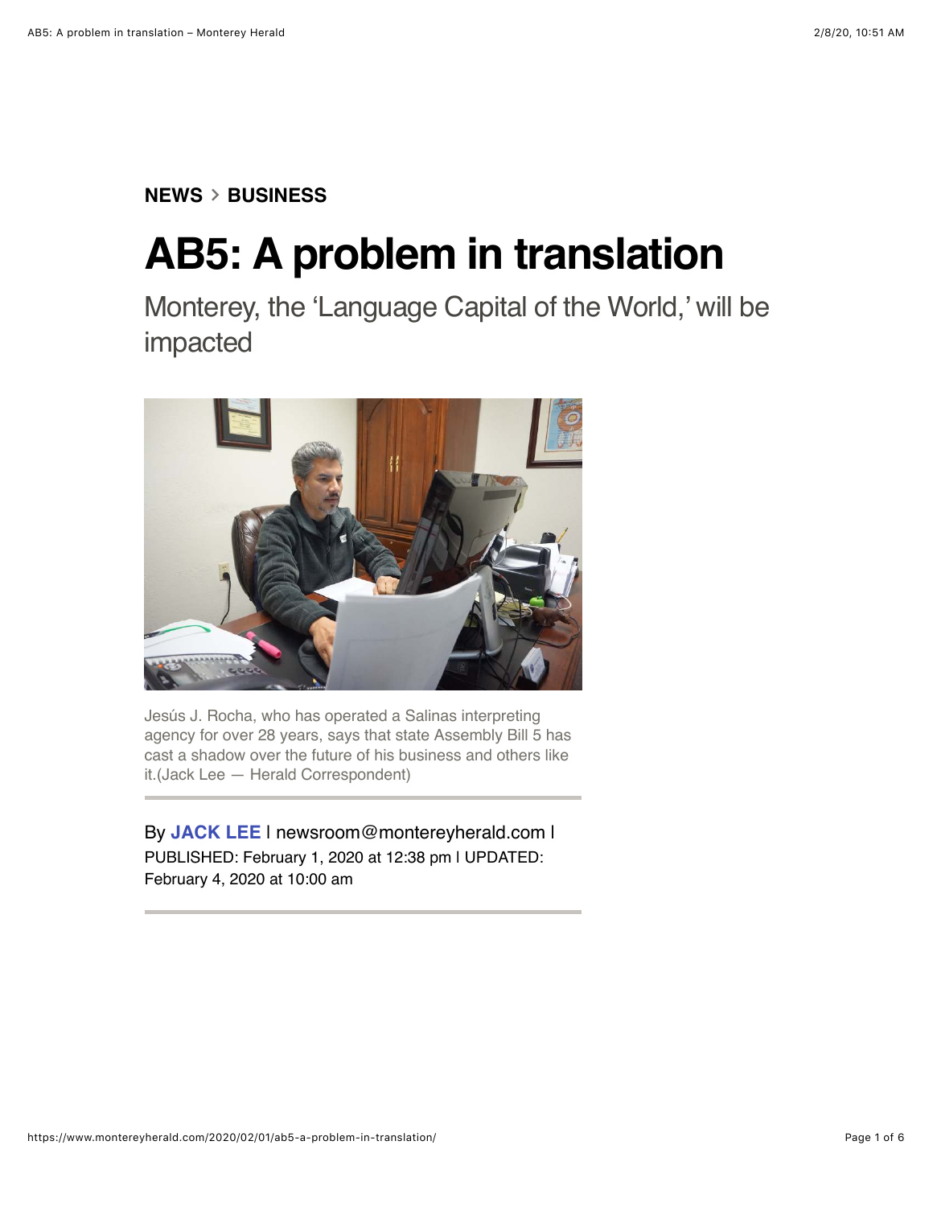NEWS > BUSINESS

# AB5: A problem in translation

## Monterey, the 'Language Capital of the World,' will be impacted

Jesús J. Rocha, who has operated a Salinas interpreting agency for over 28 years, says that state Assembly Bill 5 has cast a shadow over the future of his business and others like it.(Jack Lee — Herald Correspondent)

By **JACK LEE** | newsroom@montereyherald.com | PUBLISHED: February 1, 2020 at 12:38 pm | UPDATED: February 4, 2020 at 10:00 am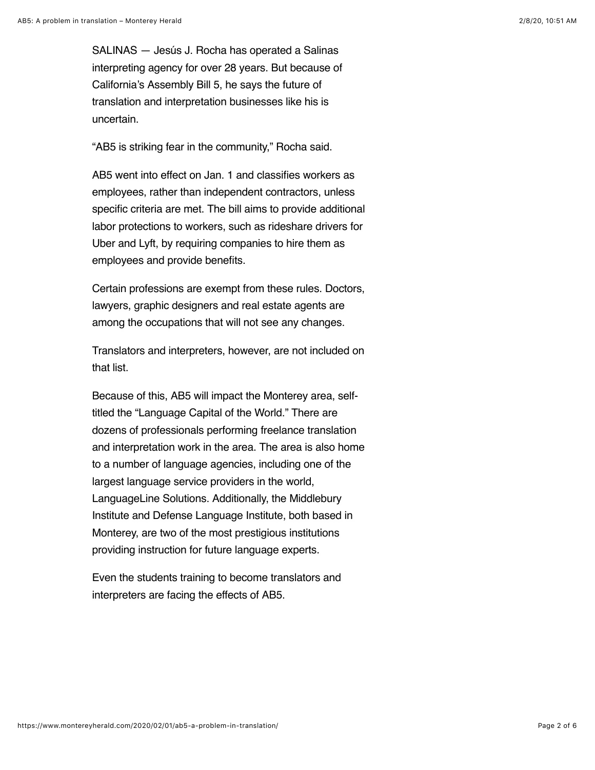SALINAS — Jesús J. Rocha has operated a Salinas interpreting agency for over 28 years. But because of California's Assembly Bill 5, he says the future of translation and interpretation businesses like his is uncertain.

"AB5 is striking fear in the community," Rocha said.

AB5 went into effect on Jan. 1 and classifies workers as employees, rather than independent contractors, unless specific criteria are met. The bill aims to provide additional labor protections to workers, such as rideshare drivers for Uber and Lyft, by requiring companies to hire them as employees and provide benefits.

Certain professions are exempt from these rules. Doctors, lawyers, graphic designers and real estate agents are among the occupations that will not see any changes.

Translators and interpreters, however, are not included on that list.

Because of this, AB5 will impact the Monterey area, self-titled the "Language Capital of the World." There are dozens of professionals performing freelance translation and interpretation work in the area. The area is also home to a number of language agencies, including one of the largest language service providers in the world, LanguageLine Solutions. Additionally, the Middlebury Institute and Defense Language Institute, both based in Monterey, are two of the most prestigious institutions providing instruction for future language experts.

Even the students training to become translators and interpreters are facing the effects of AB5.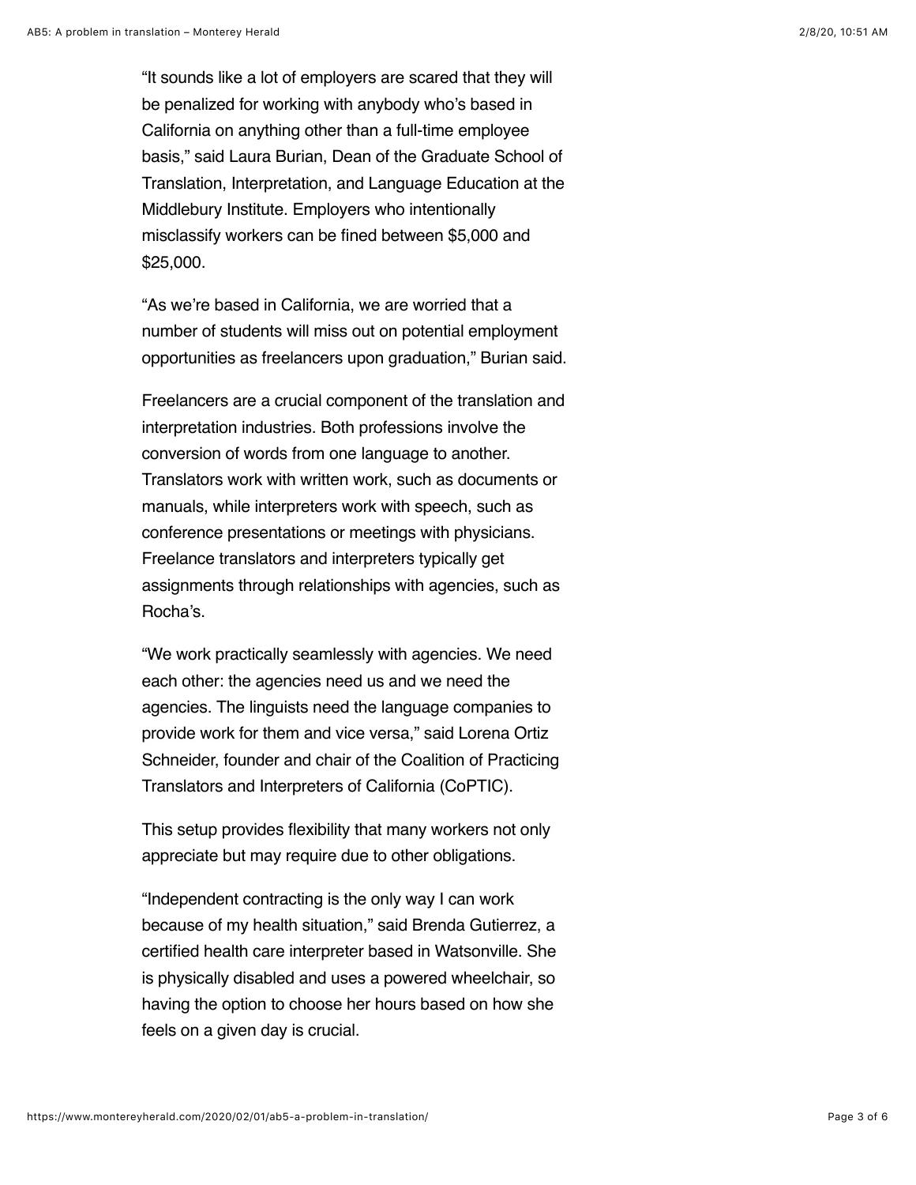"It sounds like a lot of employers are scared that they will be penalized for working with anybody who's based in California on anything other than a full-time employee basis," said Laura Burian, Dean of the Graduate School of Translation, Interpretation, and Language Education at the Middlebury Institute. Employers who intentionally misclassify workers can be fined between $5,000 and $25,000.

"As we're based in California, we are worried that a number of students will miss out on potential employment opportunities as freelancers upon graduation," Burian said.

Freelancers are a crucial component of the translation and interpretation industries. Both professions involve the conversion of words from one language to another. Translators work with written work, such as documents or manuals, while interpreters work with speech, such as conference presentations or meetings with physicians. Freelance translators and interpreters typically get assignments through relationships with agencies, such as Rocha's.

"We work practically seamlessly with agencies. We need each other: the agencies need us and we need the agencies. The linguists need the language companies to provide work for them and vice versa," said Lorena Ortiz Schneider, founder and chair of the Coalition of Practicing Translators and Interpreters of California (CoPTIC).

This setup provides flexibility that many workers not only appreciate but may require due to other obligations.

"Independent contracting is the only way I can work because of my health situation," said Brenda Gutierrez, a certified health care interpreter based in Watsonville. She is physically disabled and uses a powered wheelchair, so having the option to choose her hours based on how she feels on a given day is crucial.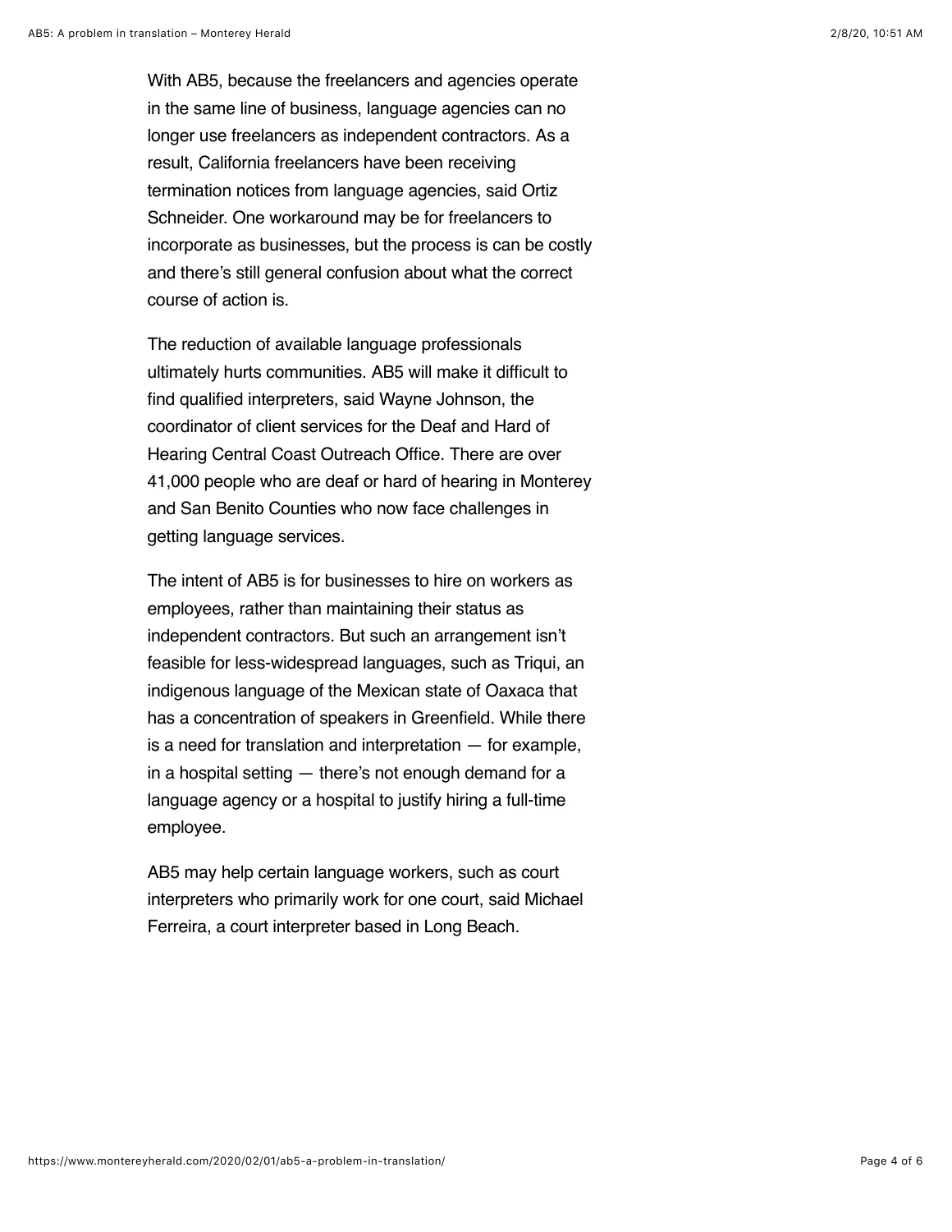With AB5, because the freelancers and agencies operate in the same line of business, language agencies can no longer use freelancers as independent contractors. As a result, California freelancers have been receiving termination notices from language agencies, said Ortiz Schneider. One workaround may be for freelancers to incorporate as businesses, but the process is can be costly and there's still general confusion about what the correct course of action is.

The reduction of available language professionals ultimately hurts communities. AB5 will make it difficult to find qualified interpreters, said Wayne Johnson, the coordinator of client services for the Deaf and Hard of Hearing Central Coast Outreach Office. There are over 41,000 people who are deaf or hard of hearing in Monterey and San Benito Counties who now face challenges in getting language services.

The intent of AB5 is for businesses to hire on workers as employees, rather than maintaining their status as independent contractors. But such an arrangement isn't feasible for less-widespread languages, such as Triqui, an indigenous language of the Mexican state of Oaxaca that has a concentration of speakers in Greenfield. While there is a need for translation and interpretation — for example, in a hospital setting — there's not enough demand for a language agency or a hospital to justify hiring a full-time employee.

AB5 may help certain language workers, such as court interpreters who primarily work for one court, said Michael Ferreira, a court interpreter based in Long Beach.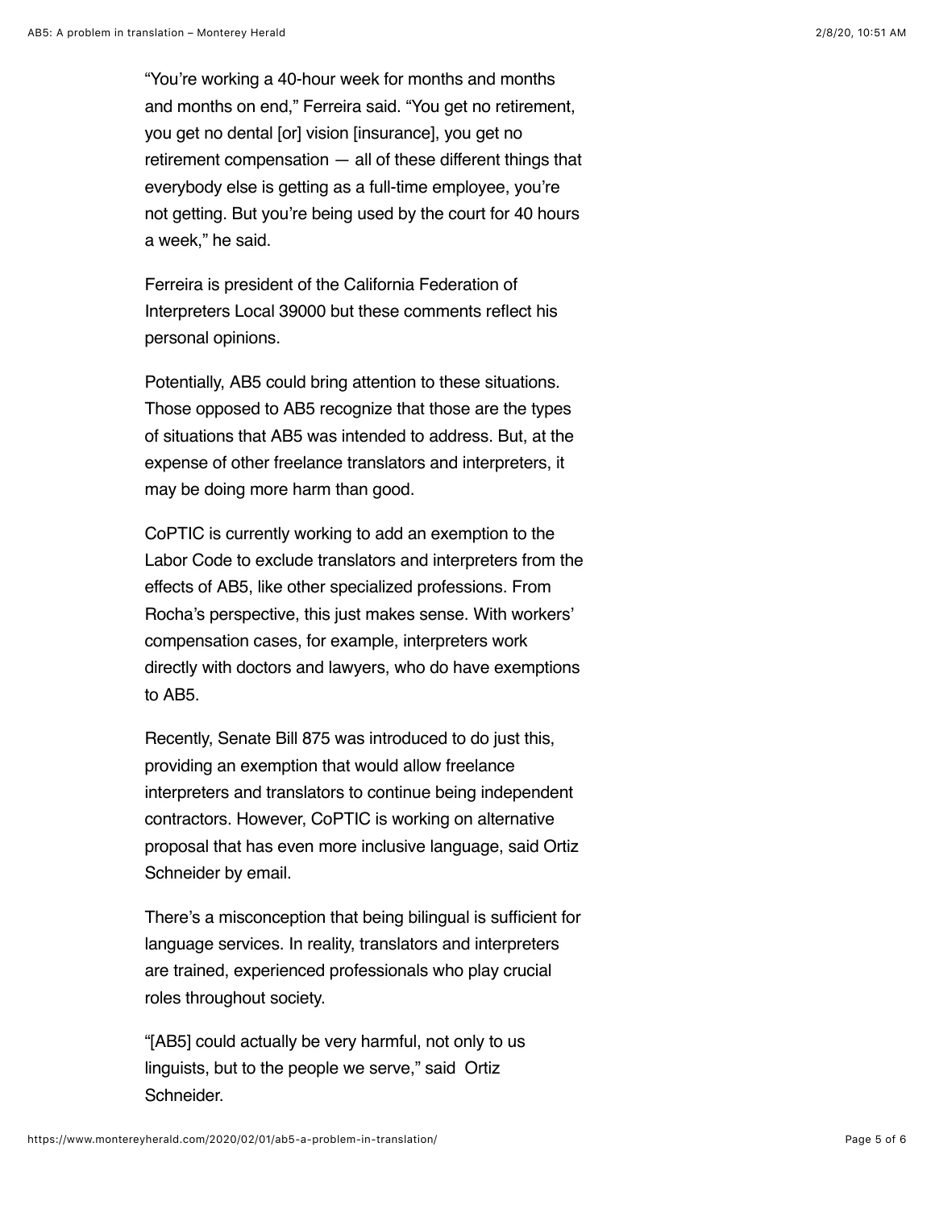"You're working a 40-hour week for months and months and months on end," Ferreira said. "You get no retirement, you get no dental [or] vision [insurance], you get no retirement compensation — all of these different things that everybody else is getting as a full-time employee, you're not getting. But you're being used by the court for 40 hours a week," he said.

Ferreira is president of the California Federation of Interpreters Local 39000 but these comments reflect his personal opinions.

Potentially, AB5 could bring attention to these situations. Those opposed to AB5 recognize that those are the types of situations that AB5 was intended to address. But, at the expense of other freelance translators and interpreters, it may be doing more harm than good.

CoPTIC is currently working to add an exemption to the Labor Code to exclude translators and interpreters from the effects of AB5, like other specialized professions. From Rocha's perspective, this just makes sense. With workers' compensation cases, for example, interpreters work directly with doctors and lawyers, who do have exemptions to AB5.

Recently, Senate Bill 875 was introduced to do just this, providing an exemption that would allow freelance interpreters and translators to continue being independent contractors. However, CoPTIC is working on alternative proposal that has even more inclusive language, said Ortiz Schneider by email.

There's a misconception that being bilingual is sufficient for language services. In reality, translators and interpreters are trained, experienced professionals who play crucial roles throughout society.

"[AB5] could actually be very harmful, not only to us linguists, but to the people we serve," said Ortiz Schneider.